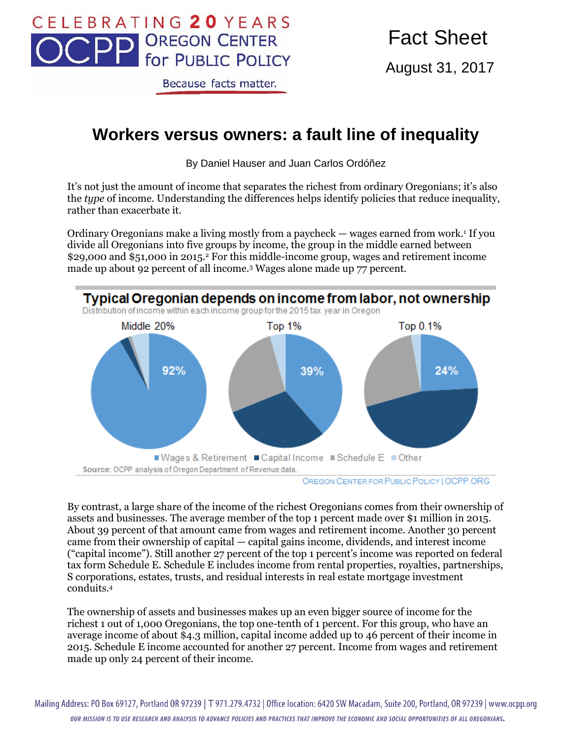CELEBRATING 20 YEARS
OCPP OREGON CENTER for PUBLIC POLICY
Because facts matter.

Fact Sheet

August 31, 2017

# Workers versus owners: a fault line of inequality

By Daniel Hauser and Juan Carlos Ordóñez

It's not just the amount of income that separates the richest from ordinary Oregonians; it's also the *type* of income. Understanding the differences helps identify policies that reduce inequality, rather than exacerbate it.

Ordinary Oregonians make a living mostly from a paycheck — wages earned from work.[1] If you divide all Oregonians into five groups by income, the group in the middle earned between $29,000 and $51,000 in 2015.[2] For this middle-income group, wages and retirement income made up about 92 percent of all income.[3] Wages alone made up 77 percent.

**Typical Oregonian depends on income from labor, not ownership**

Distribution of income within each income group for the 2015 tax year in Oregon

Middle 20%: 92% | Top 1%: 39% | Top 0.1%: 24%

Wages & Retirement | Capital Income | Schedule E | Other

Source: OCPP analysis of Oregon Department of Revenue data.

OREGON CENTER FOR PUBLIC POLICY | OCPP.ORG

By contrast, a large share of the income of the richest Oregonians comes from their ownership of assets and businesses. The average member of the top 1 percent made over $1 million in 2015. About 39 percent of that amount came from wages and retirement income. Another 30 percent came from their ownership of capital — capital gains income, dividends, and interest income ("capital income"). Still another 27 percent of the top 1 percent's income was reported on federal tax form Schedule E. Schedule E includes income from rental properties, royalties, partnerships, S corporations, estates, trusts, and residual interests in real estate mortgage investment conduits.[4]

The ownership of assets and businesses makes up an even bigger source of income for the richest 1 out of 1,000 Oregonians, the top one-tenth of 1 percent. For this group, who have an average income of about $4.3 million, capital income added up to 46 percent of their income in 2015. Schedule E income accounted for another 27 percent. Income from wages and retirement made up only 24 percent of their income.

Mailing Address: PO Box 69127, Portland OR 97239 | T 971.279.4732 | Office location: 6420 SW Macadam, Suite 200, Portland, OR 97239 | www.ocpp.org

OUR MISSION IS TO USE RESEARCH AND ANALYSIS TO ADVANCE POLICIES AND PRACTICES THAT IMPROVE THE ECONOMIC AND SOCIAL OPPORTUNITIES OF ALL OREGONIANS.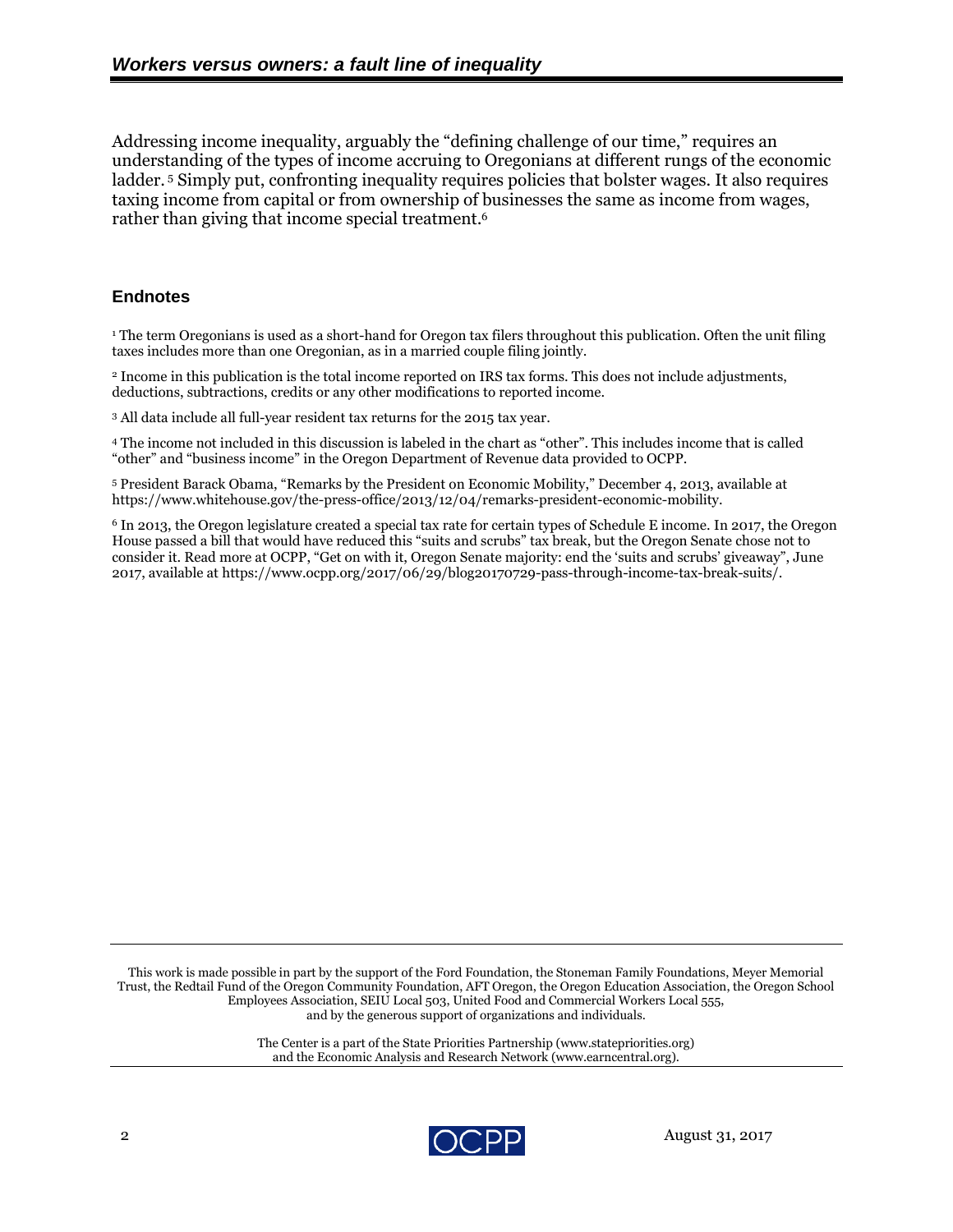Addressing income inequality, arguably the "defining challenge of our time," requires an understanding of the types of income accruing to Oregonians at different rungs of the economic ladder.[5] Simply put, confronting inequality requires policies that bolster wages. It also requires taxing income from capital or from ownership of businesses the same as income from wages, rather than giving that income special treatment.[6]

### Endnotes

[1] The term Oregonians is used as a short-hand for Oregon tax filers throughout this publication. Often the unit filing taxes includes more than one Oregonian, as in a married couple filing jointly.

[2] Income in this publication is the total income reported on IRS tax forms. This does not include adjustments, deductions, subtractions, credits or any other modifications to reported income.

[3] All data include all full-year resident tax returns for the 2015 tax year.

[4] The income not included in this discussion is labeled in the chart as "other". This includes income that is called "other" and "business income" in the Oregon Department of Revenue data provided to OCPP.

[5] President Barack Obama, "Remarks by the President on Economic Mobility," December 4, 2013, available at https://www.whitehouse.gov/the-press-office/2013/12/04/remarks-president-economic-mobility.

[6] In 2013, the Oregon legislature created a special tax rate for certain types of Schedule E income. In 2017, the Oregon House passed a bill that would have reduced this "suits and scrubs" tax break, but the Oregon Senate chose not to consider it. Read more at OCPP, "Get on with it, Oregon Senate majority: end the 'suits and scrubs' giveaway", June 2017, available at https://www.ocpp.org/2017/06/29/blog20170729-pass-through-income-tax-break-suits/.

This work is made possible in part by the support of the Ford Foundation, the Stoneman Family Foundations, Meyer Memorial Trust, the Redtail Fund of the Oregon Community Foundation, AFT Oregon, the Oregon Education Association, the Oregon School Employees Association, SEIU Local 503, United Food and Commercial Workers Local 555, and by the generous support of organizations and individuals.

The Center is a part of the State Priorities Partnership (www.statepriorities.org) and the Economic Analysis and Research Network (www.earncentral.org).